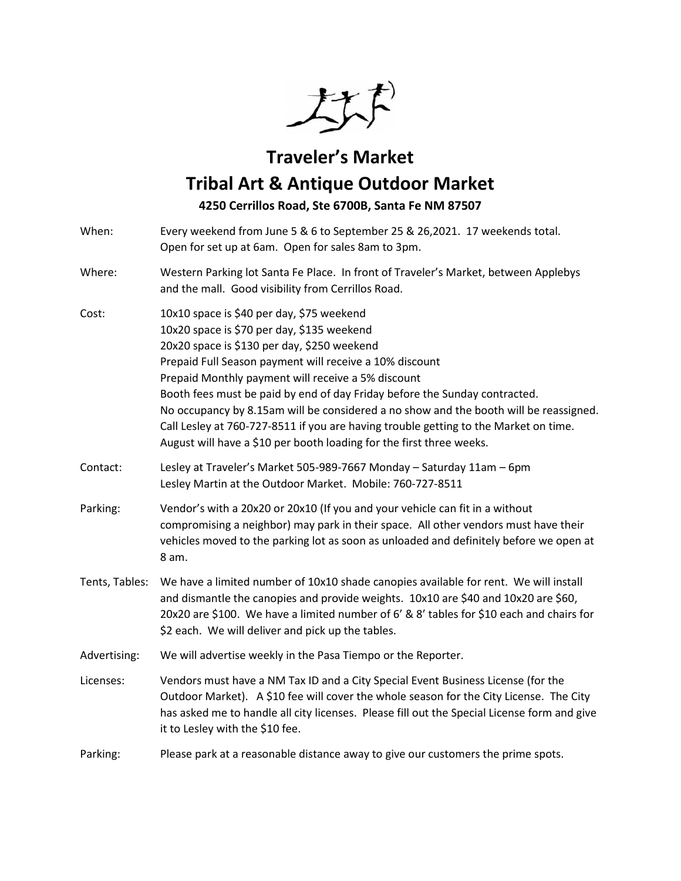# Traveler's Market

# Tribal Art & Antique Outdoor Market

**4250 Cerrillos Road, Ste 6700B, Santa Fe NM 87507**

When: Every weekend from June 5 & 6 to September 25 & 26,2021. 17 weekends total. Open for set up at 6am. Open for sales 8am to 3pm.

Where: Western Parking lot Santa Fe Place. In front of Traveler's Market, between Applebys and the mall. Good visibility from Cerrillos Road.

Cost: 10x10 space is $40 per day, $75 weekend
10x20 space is $70 per day, $135 weekend
20x20 space is $130 per day, $250 weekend
Prepaid Full Season payment will receive a 10% discount
Prepaid Monthly payment will receive a 5% discount
Booth fees must be paid by end of day Friday before the Sunday contracted.
No occupancy by 8.15am will be considered a no show and the booth will be reassigned.
Call Lesley at 760-727-8511 if you are having trouble getting to the Market on time.
August will have a $10 per booth loading for the first three weeks.

Contact: Lesley at Traveler's Market 505-989-7667 Monday – Saturday 11am – 6pm
Lesley Martin at the Outdoor Market. Mobile: 760-727-8511

Parking: Vendor's with a 20x20 or 20x10 (If you and your vehicle can fit in a without compromising a neighbor) may park in their space. All other vendors must have their vehicles moved to the parking lot as soon as unloaded and definitely before we open at 8 am.

Tents, Tables: We have a limited number of 10x10 shade canopies available for rent. We will install and dismantle the canopies and provide weights. 10x10 are $40 and 10x20 are $60, 20x20 are $100. We have a limited number of 6' & 8' tables for $10 each and chairs for $2 each. We will deliver and pick up the tables.

Advertising: We will advertise weekly in the Pasa Tiempo or the Reporter.

Licenses: Vendors must have a NM Tax ID and a City Special Event Business License (for the Outdoor Market). A $10 fee will cover the whole season for the City License. The City has asked me to handle all city licenses. Please fill out the Special License form and give it to Lesley with the $10 fee.

Parking: Please park at a reasonable distance away to give our customers the prime spots.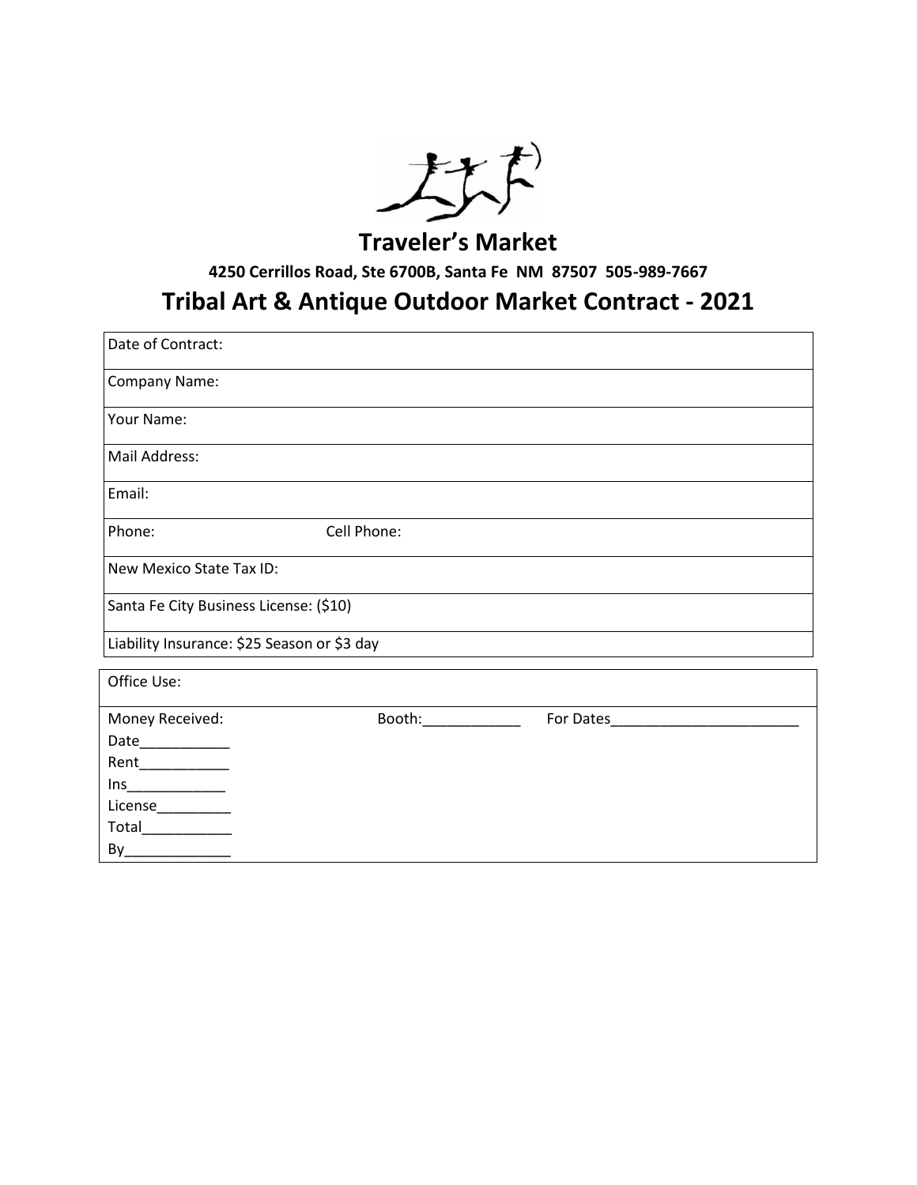# Traveler's Market

**4250 Cerrillos Road, Ste 6700B, Santa Fe NM 87507 505-989-7667**

## Tribal Art & Antique Outdoor Market Contract - 2021

| | |
|---|---|
| Date of Contract: | |
| Company Name: | |
| Your Name: | |
| Mail Address: | |
| Email: | |
| Phone: | Cell Phone: |
| New Mexico State Tax ID: | |
| Santa Fe City Business License: ($10) | |
| Liability Insurance: $25 Season or $3 day | |

| | | |
|---|---|---|
| Office Use: | | |
| Money Received:<br>Date___________<br>Rent___________<br>Ins____________<br>License_________<br>Total___________<br>By_____________ | Booth:____________ | For Dates________________________ |